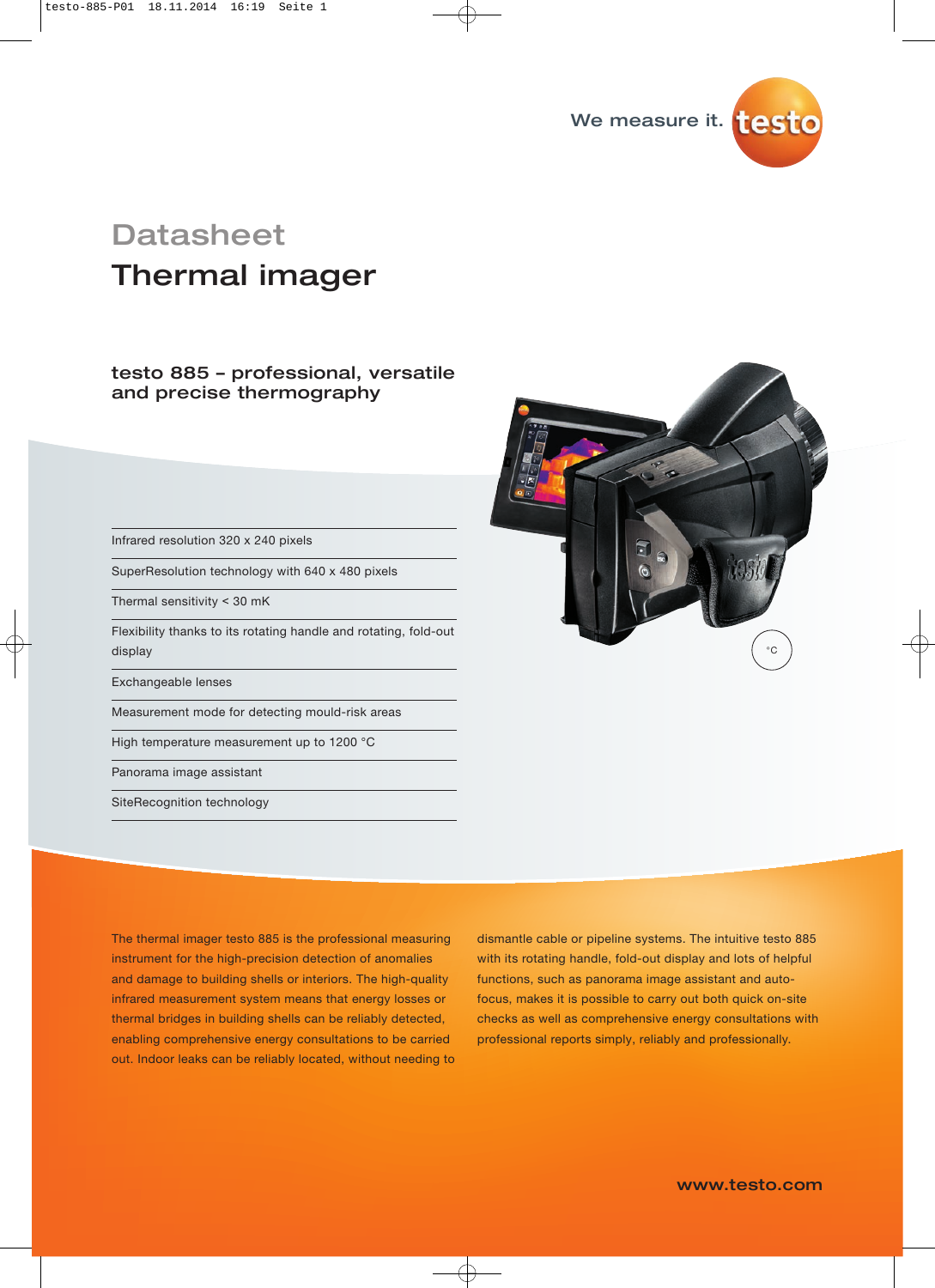We measure it. testo

# Datasheet
# Thermal imager

## testo 885 – professional, versatile and precise thermography

- Infrared resolution 320 x 240 pixels
- SuperResolution technology with 640 x 480 pixels
- Thermal sensitivity < 30 mK
- Flexibility thanks to its rotating handle and rotating, fold-out display
- Exchangeable lenses
- Measurement mode for detecting mould-risk areas
- High temperature measurement up to 1200 °C
- Panorama image assistant
- SiteRecognition technology

°C

The thermal imager testo 885 is the professional measuring instrument for the high-precision detection of anomalies and damage to building shells or interiors. The high-quality infrared measurement system means that energy losses or thermal bridges in building shells can be reliably detected, enabling comprehensive energy consultations to be carried out. Indoor leaks can be reliably located, without needing to dismantle cable or pipeline systems. The intuitive testo 885 with its rotating handle, fold-out display and lots of helpful functions, such as panorama image assistant and auto-focus, makes it possible to carry out both quick on-site checks as well as comprehensive energy consultations with professional reports simply, reliably and professionally.

www.testo.com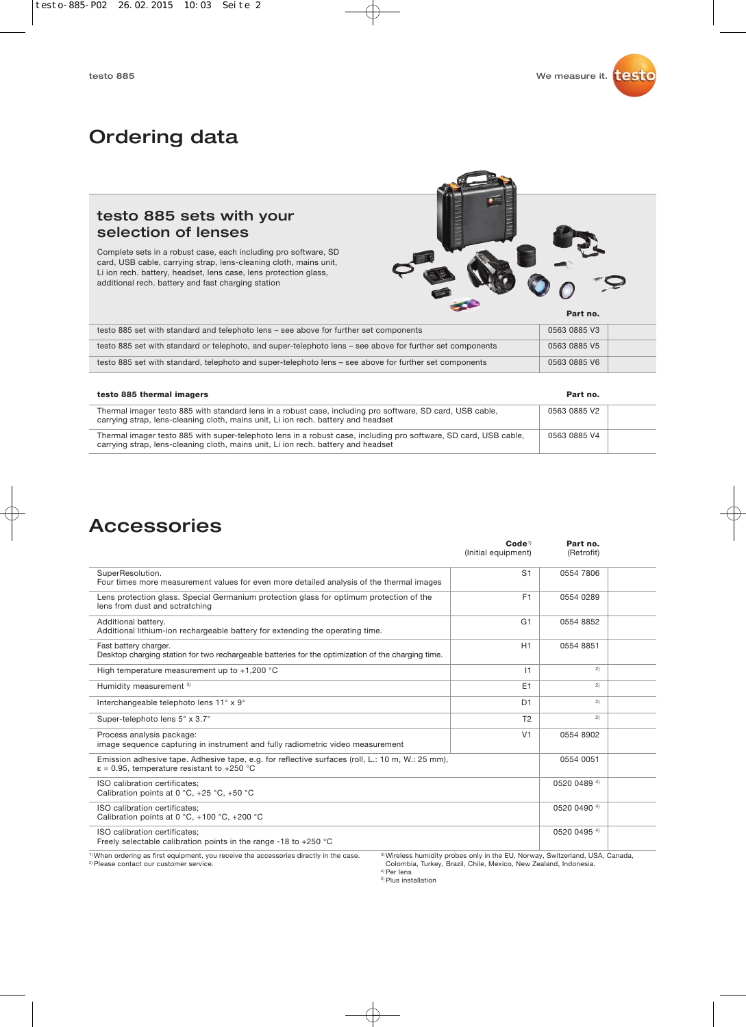# Ordering data

## testo 885 sets with your selection of lenses

Complete sets in a robust case, each including pro software, SD card, USB cable, carrying strap, lens-cleaning cloth, mains unit, Li ion rech. battery, headset, lens case, lens protection glass, additional rech. battery and fast charging station

| | Part no. |
|---|---|
| testo 885 set with standard and telephoto lens – see above for further set components | 0563 0885 V3 |
| testo 885 set with standard or telephoto, and super-telephoto lens – see above for further set components | 0563 0885 V5 |
| testo 885 set with standard, telephoto and super-telephoto lens – see above for further set components | 0563 0885 V6 |

| **testo 885 thermal imagers** | **Part no.** |
|---|---|
| Thermal imager testo 885 with standard lens in a robust case, including pro software, SD card, USB cable, carrying strap, lens-cleaning cloth, mains unit, Li ion rech. battery and headset | 0563 0885 V2 |
| Thermal imager testo 885 with super-telephoto lens in a robust case, including pro software, SD card, USB cable, carrying strap, lens-cleaning cloth, mains unit, Li ion rech. battery and headset | 0563 0885 V4 |

# Accessories

| | **Code**[1] (Initial equipment) | **Part no.** (Retrofit) |
|---|---|---|
| SuperResolution. Four times more measurement values for even more detailed analysis of the thermal images | S1 | 0554 7806 |
| Lens protection glass. Special Germanium protection glass for optimum protection of the lens from dust and sctratching | F1 | 0554 0289 |
| Additional battery. Additional lithium-ion rechargeable battery for extending the operating time. | G1 | 0554 8852 |
| Fast battery charger. Desktop charging station for two rechargeable batteries for the optimization of the charging time. | H1 | 0554 8851 |
| High temperature measurement up to +1,200 °C | I1 | [2] |
| Humidity measurement [3] | E1 | [2] |
| Interchangeable telephoto lens 11° x 9° | D1 | [2] |
| Super-telephoto lens 5° x 3.7° | T2 | [2] |
| Process analysis package: image sequence capturing in instrument and fully radiometric video measurement | V1 | 0554 8902 |
| Emission adhesive tape. Adhesive tape, e.g. for reflective surfaces (roll, L.: 10 m, W.: 25 mm), ε = 0.95, temperature resistant to +250 °C | | 0554 0051 |
| ISO calibration certificates; Calibration points at 0 °C, +25 °C, +50 °C | | 0520 0489 [4] |
| ISO calibration certificates; Calibration points at 0 °C, +100 °C, +200 °C | | 0520 0490 [4] |
| ISO calibration certificates; Freely selectable calibration points in the range -18 to +250 °C | | 0520 0495 [4] |

[1] When ordering as first equipment, you receive the accessories directly in the case.
[2] Please contact our customer service.
[3] Wireless humidity probes only in the EU, Norway, Switzerland, USA, Canada, Colombia, Turkey, Brazil, Chile, Mexico, New Zealand, Indonesia.
[4] Per lens
[5] Plus installation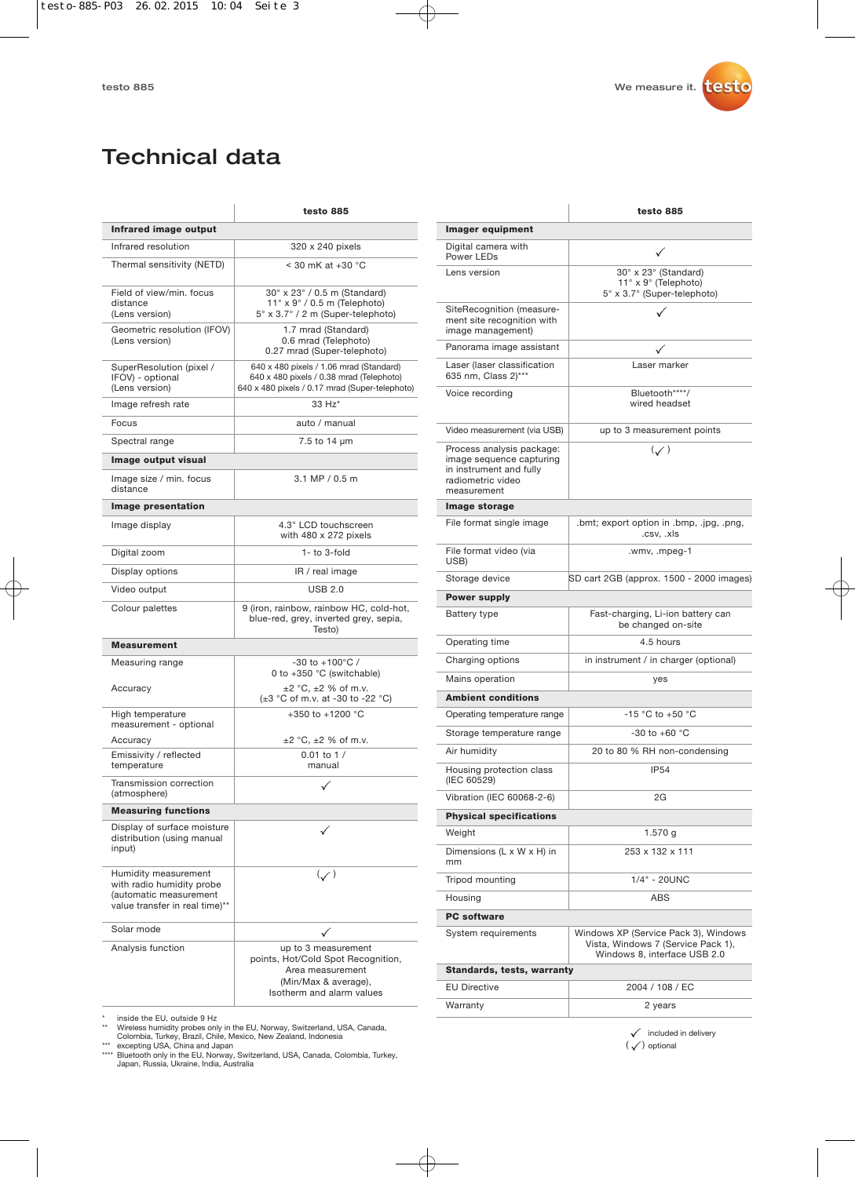# Technical data

| | testo 885 |
|---|---|
| **Infrared image output** | |
| Infrared resolution | 320 x 240 pixels |
| Thermal sensitivity (NETD) | < 30 mK at +30 °C |
| Field of view/min. focus distance (Lens version) | 30° x 23° / 0.5 m (Standard) 11° x 9° / 0.5 m (Telephoto) 5° x 3.7° / 2 m (Super-telephoto) |
| Geometric resolution (IFOV) (Lens version) | 1.7 mrad (Standard) 0.6 mrad (Telephoto) 0.27 mrad (Super-telephoto) |
| SuperResolution (pixel / IFOV) - optional (Lens version) | 640 x 480 pixels / 1.06 mrad (Standard) 640 x 480 pixels / 0.38 mrad (Telephoto) 640 x 480 pixels / 0.17 mrad (Super-telephoto) |
| Image refresh rate | 33 Hz* |
| Focus | auto / manual |
| Spectral range | 7.5 to 14 µm |
| **Image output visual** | |
| Image size / min. focus distance | 3.1 MP / 0.5 m |
| **Image presentation** | |
| Image display | 4.3" LCD touchscreen with 480 x 272 pixels |
| Digital zoom | 1- to 3-fold |
| Display options | IR / real image |
| Video output | USB 2.0 |
| Colour palettes | 9 (iron, rainbow, rainbow HC, cold-hot, blue-red, grey, inverted grey, sepia, Testo) |
| **Measurement** | |
| Measuring range | -30 to +100°C / 0 to +350 °C (switchable) |
| Accuracy | ±2 °C, ±2 % of m.v. (±3 °C of m.v. at -30 to -22 °C) |
| High temperature measurement - optional | +350 to +1200 °C |
| Accuracy | ±2 °C, ±2 % of m.v. |
| Emissivity / reflected temperature | 0.01 to 1 / manual |
| Transmission correction (atmosphere) | ✓ |
| **Measuring functions** | |
| Display of surface moisture distribution (using manual input) | ✓ |
| Humidity measurement with radio humidity probe (automatic measurement value transfer in real time)** | (✓) |
| Solar mode | ✓ |
| Analysis function | up to 3 measurement points, Hot/Cold Spot Recognition, Area measurement (Min/Max & average), Isotherm and alarm values |

| | testo 885 |
|---|---|
| **Imager equipment** | |
| Digital camera with Power LEDs | ✓ |
| Lens version | 30° x 23° (Standard) 11° x 9° (Telephoto) 5° x 3.7° (Super-telephoto) |
| SiteRecognition (measurement site recognition with image management) | ✓ |
| Panorama image assistant | ✓ |
| Laser (laser classification 635 nm, Class 2)*** | Laser marker |
| Voice recording | Bluetooth****/ wired headset |
| Video measurement (via USB) | up to 3 measurement points |
| Process analysis package: image sequence capturing in instrument and fully radiometric video measurement | (✓) |
| **Image storage** | |
| File format single image | .bmt; export option in .bmp, .jpg, .png, .csv, .xls |
| File format video (via USB) | .wmv, .mpeg-1 |
| Storage device | SD cart 2GB (approx. 1500 - 2000 images) |
| **Power supply** | |
| Battery type | Fast-charging, Li-ion battery can be changed on-site |
| Operating time | 4.5 hours |
| Charging options | in instrument / in charger (optional) |
| Mains operation | yes |
| **Ambient conditions** | |
| Operating temperature range | -15 °C to +50 °C |
| Storage temperature range | -30 to +60 °C |
| Air humidity | 20 to 80 % RH non-condensing |
| Housing protection class (IEC 60529) | IP54 |
| Vibration (IEC 60068-2-6) | 2G |
| **Physical specifications** | |
| Weight | 1.570 g |
| Dimensions (L x W x H) in mm | 253 x 132 x 111 |
| Tripod mounting | 1/4" - 20UNC |
| Housing | ABS |
| **PC software** | |
| System requirements | Windows XP (Service Pack 3), Windows Vista, Windows 7 (Service Pack 1), Windows 8, interface USB 2.0 |
| **Standards, tests, warranty** | |
| EU Directive | 2004 / 108 / EC |
| Warranty | 2 years |

✓ included in delivery
(✓) optional

\* inside the EU, outside 9 Hz
\*\* Wireless humidity probes only in the EU, Norway, Switzerland, USA, Canada, Colombia, Turkey, Brazil, Chile, Mexico, New Zealand, Indonesia
\*\*\* excepting USA, China and Japan
\*\*\*\* Bluetooth only in the EU, Norway, Switzerland, USA, Canada, Colombia, Turkey, Japan, Russia, Ukraine, India, Australia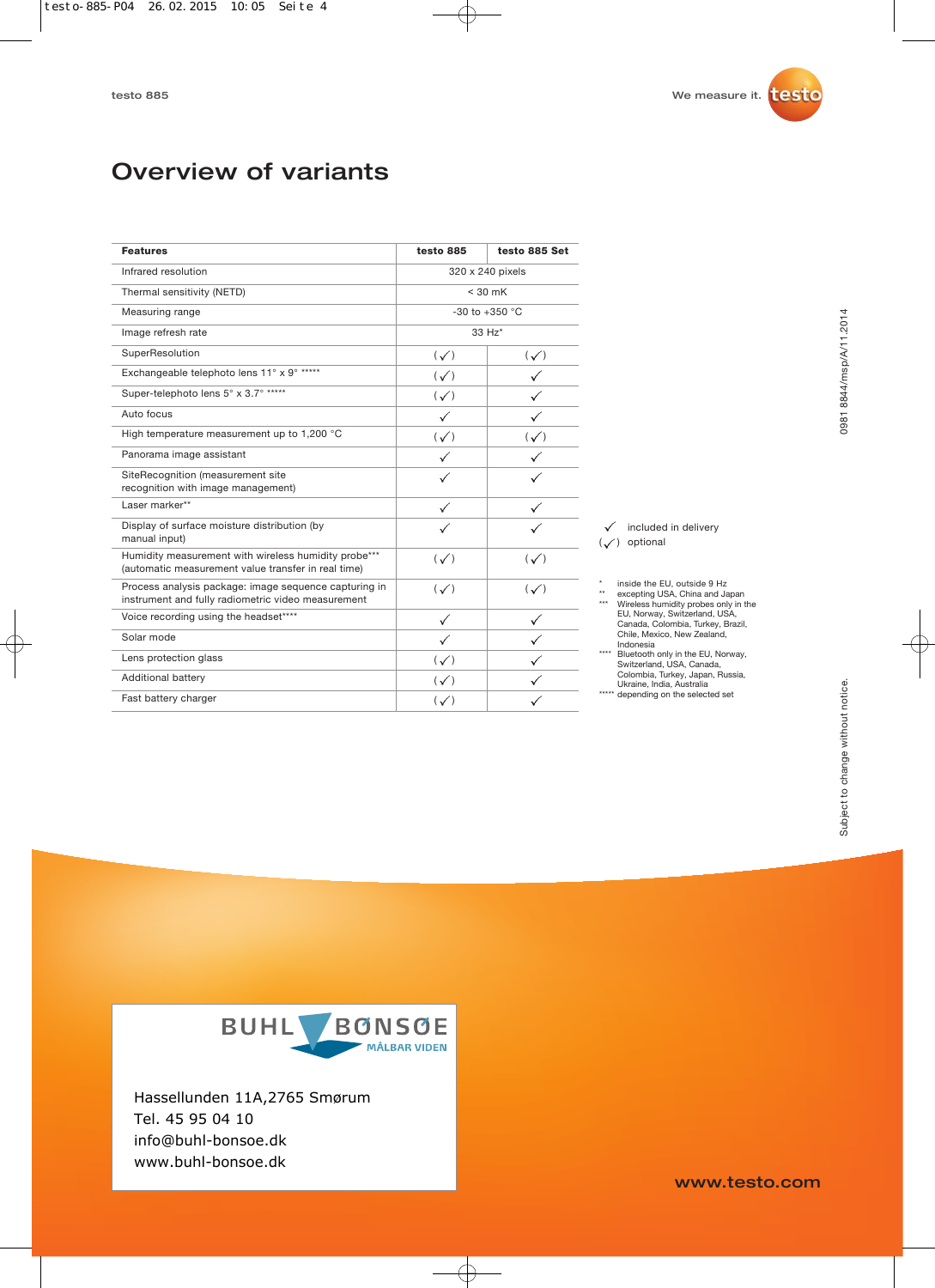# Overview of variants

| Features | testo 885 | testo 885 Set |
| --- | --- | --- |
| Infrared resolution | 320 x 240 pixels | |
| Thermal sensitivity (NETD) | < 30 mK | |
| Measuring range | -30 to +350 °C | |
| Image refresh rate | 33 Hz* | |
| SuperResolution | (✓) | (✓) |
| Exchangeable telephoto lens 11° x 9° ***** | (✓) | ✓ |
| Super-telephoto lens 5° x 3.7° ***** | (✓) | ✓ |
| Auto focus | ✓ | ✓ |
| High temperature measurement up to 1,200 °C | (✓) | (✓) |
| Panorama image assistant | ✓ | ✓ |
| SiteRecognition (measurement site recognition with image management) | ✓ | ✓ |
| Laser marker** | ✓ | ✓ |
| Display of surface moisture distribution (by manual input) | ✓ | ✓ |
| Humidity measurement with wireless humidity probe*** (automatic measurement value transfer in real time) | (✓) | (✓) |
| Process analysis package: image sequence capturing in instrument and fully radiometric video measurement | (✓) | (✓) |
| Voice recording using the headset**** | ✓ | ✓ |
| Solar mode | ✓ | ✓ |
| Lens protection glass | (✓) | ✓ |
| Additional battery | (✓) | ✓ |
| Fast battery charger | (✓) | ✓ |

✓ included in delivery
(✓) optional

* inside the EU, outside 9 Hz
** excepting USA, China and Japan
*** Wireless humidity probes only in the EU, Norway, Switzerland, USA, Canada, Colombia, Turkey, Brazil, Chile, Mexico, New Zealand, Indonesia
**** Bluetooth only in the EU, Norway, Switzerland, USA, Canada, Colombia, Turkey, Japan, Russia, Ukraine, India, Australia
***** depending on the selected set

0981 8844/msp/A/11.2014

Subject to change without notice.

BUHL BØNSØE
MÅLBAR VIDEN

Hassellunden 11A,2765 Smørum
Tel. 45 95 04 10
info@buhl-bonsoe.dk
www.buhl-bonsoe.dk

www.testo.com